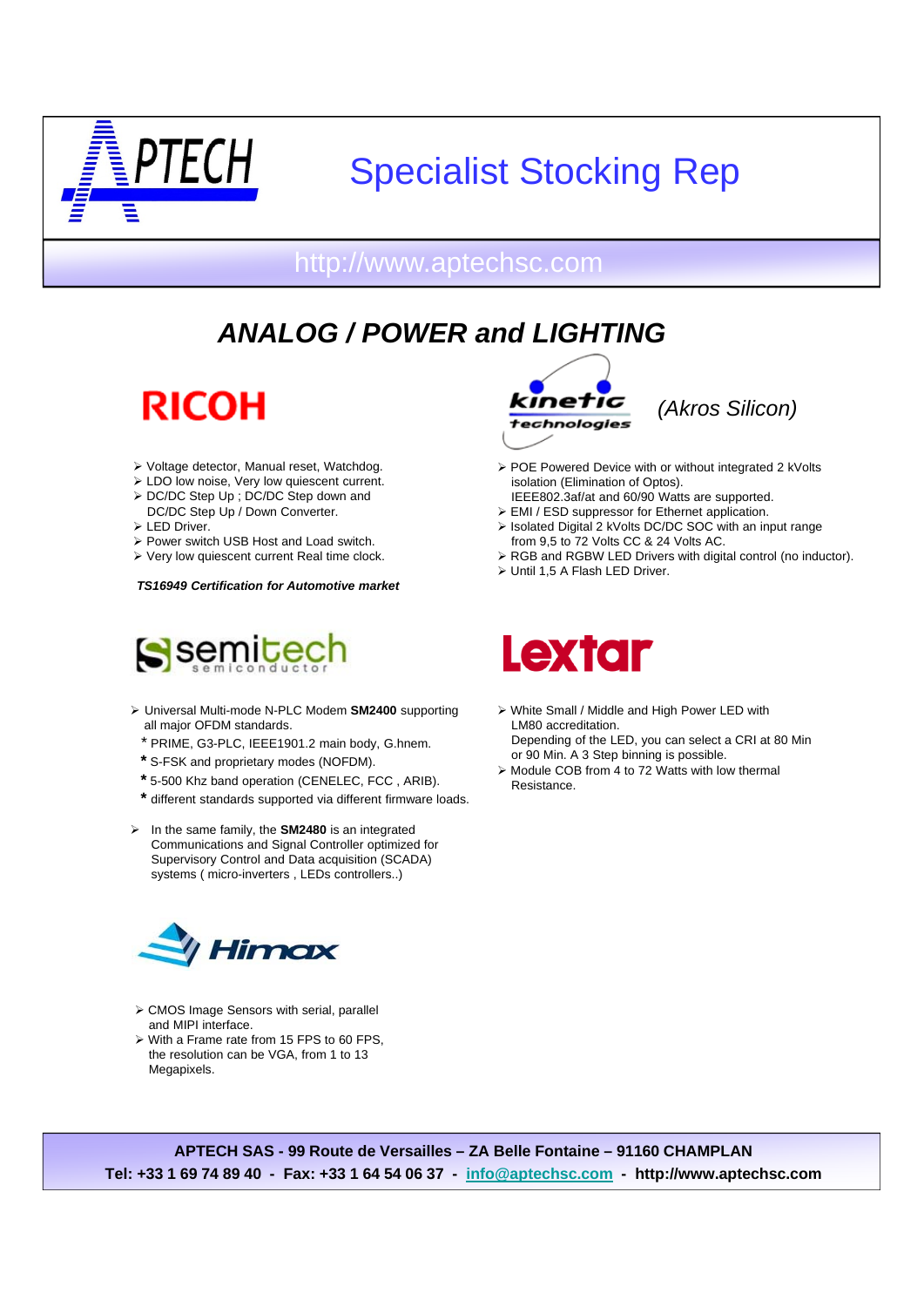APTECH

# Specialist Stocking Rep

http://www.aptechsc.com

## ANALOG / POWER and LIGHTING

### RICOH

- Voltage detector, Manual reset, Watchdog.
- LDO low noise, Very low quiescent current.
- DC/DC Step Up ; DC/DC Step down and DC/DC Step Up / Down Converter.
- LED Driver.
- Power switch USB Host and Load switch.
- Very low quiescent current Real time clock.

***TS16949 Certification for Automotive market***

### kinetic technologies *(Akros Silicon)*

- POE Powered Device with or without integrated 2 kVolts isolation (Elimination of Optos).
  IEEE802.3af/at and 60/90 Watts are supported.
- EMI / ESD suppressor for Ethernet application.
- Isolated Digital 2 kVolts DC/DC SOC with an input range from 9,5 to 72 Volts CC & 24 Volts AC.
- RGB and RGBW LED Drivers with digital control (no inductor).
- Until 1,5 A Flash LED Driver.

### semitech semiconductor

- Universal Multi-mode N-PLC Modem **SM2400** supporting all major OFDM standards.
  - * PRIME, G3-PLC, IEEE1901.2 main body, G.hnem.
  - * S-FSK and proprietary modes (NOFDM).
  - * 5-500 Khz band operation (CENELEC, FCC , ARIB).
  - * different standards supported via different firmware loads.
- In the same family, the **SM2480** is an integrated Communications and Signal Controller optimized for Supervisory Control and Data acquisition (SCADA) systems ( micro-inverters , LEDs controllers..)

### Lextar

- White Small / Middle and High Power LED with LM80 accreditation.
  Depending of the LED, you can select a CRI at 80 Min or 90 Min. A 3 Step binning is possible.
- Module COB from 4 to 72 Watts with low thermal Resistance.

### Himax

- CMOS Image Sensors with serial, parallel and MIPI interface.
- With a Frame rate from 15 FPS to 60 FPS, the resolution can be VGA, from 1 to 13 Megapixels.

**APTECH SAS - 99 Route de Versailles – ZA Belle Fontaine – 91160 CHAMPLAN**
**Tel: +33 1 69 74 89 40 - Fax: +33 1 64 54 06 37 - info@aptechsc.com - http://www.aptechsc.com**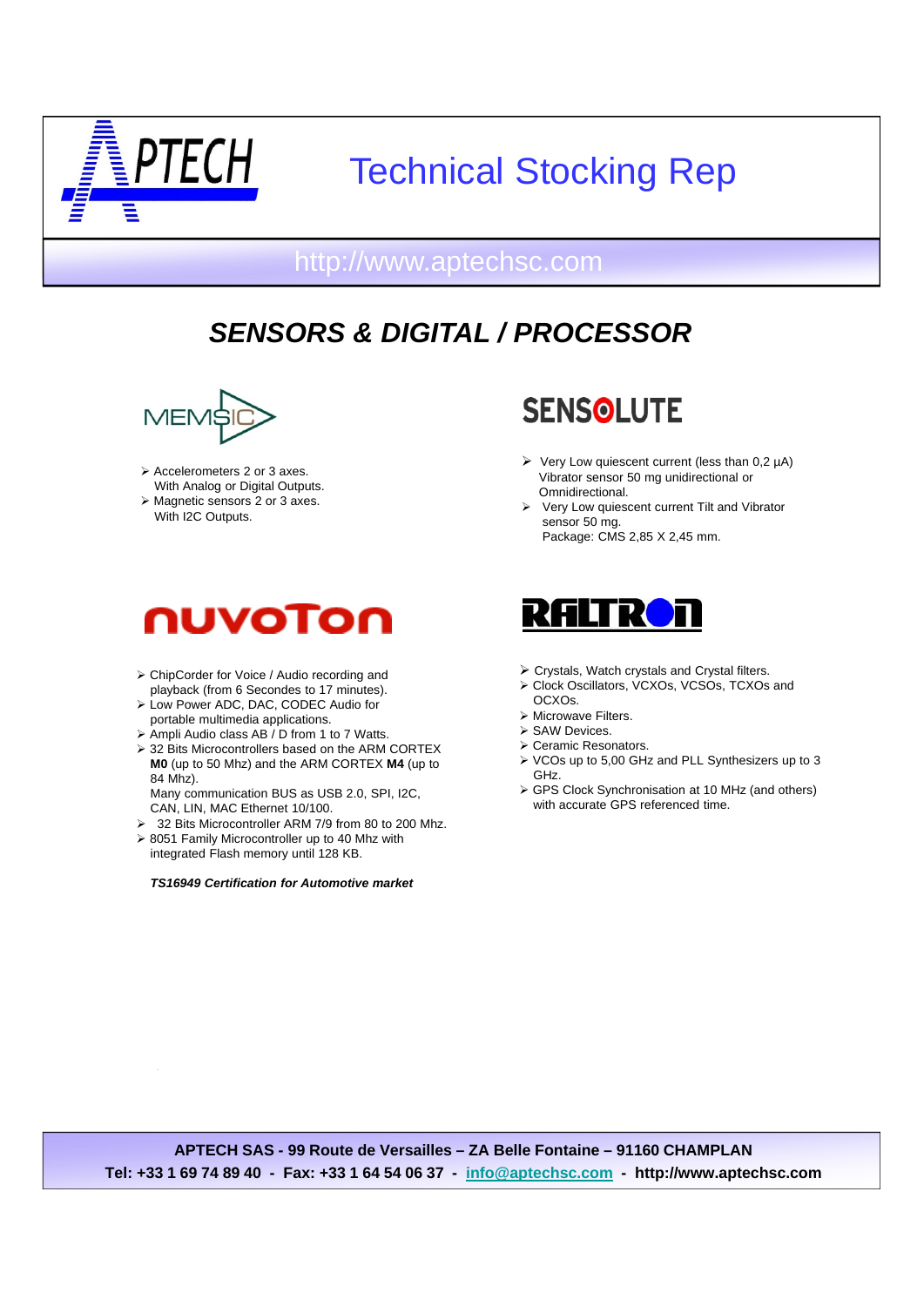APTECH

Technical Stocking Rep

http://www.aptechsc.com

# SENSORS & DIGITAL / PROCESSOR

MEMSIC

- Accelerometers 2 or 3 axes. With Analog or Digital Outputs.
- Magnetic sensors 2 or 3 axes. With I2C Outputs.

SENSOLUTE

- Very Low quiescent current (less than 0,2 µA) Vibrator sensor 50 mg unidirectional or Omnidirectional.
- Very Low quiescent current Tilt and Vibrator sensor 50 mg. Package: CMS 2,85 X 2,45 mm.

nuvoton

- ChipCorder for Voice / Audio recording and playback (from 6 Secondes to 17 minutes).
- Low Power ADC, DAC, CODEC Audio for portable multimedia applications.
- Ampli Audio class AB / D from 1 to 7 Watts.
- 32 Bits Microcontrollers based on the ARM CORTEX **M0** (up to 50 Mhz) and the ARM CORTEX **M4** (up to 84 Mhz). Many communication BUS as USB 2.0, SPI, I2C, CAN, LIN, MAC Ethernet 10/100.
- 32 Bits Microcontroller ARM 7/9 from 80 to 200 Mhz.
- 8051 Family Microcontroller up to 40 Mhz with integrated Flash memory until 128 KB.

***TS16949 Certification for Automotive market***

RALTRON

- Crystals, Watch crystals and Crystal filters.
- Clock Oscillators, VCXOs, VCSOs, TCXOs and OCXOs.
- Microwave Filters.
- SAW Devices.
- Ceramic Resonators.
- VCOs up to 5,00 GHz and PLL Synthesizers up to 3 GHz.
- GPS Clock Synchronisation at 10 MHz (and others) with accurate GPS referenced time.

**APTECH SAS - 99 Route de Versailles – ZA Belle Fontaine – 91160 CHAMPLAN**
**Tel: +33 1 69 74 89 40 - Fax: +33 1 64 54 06 37 - info@aptechsc.com - http://www.aptechsc.com**